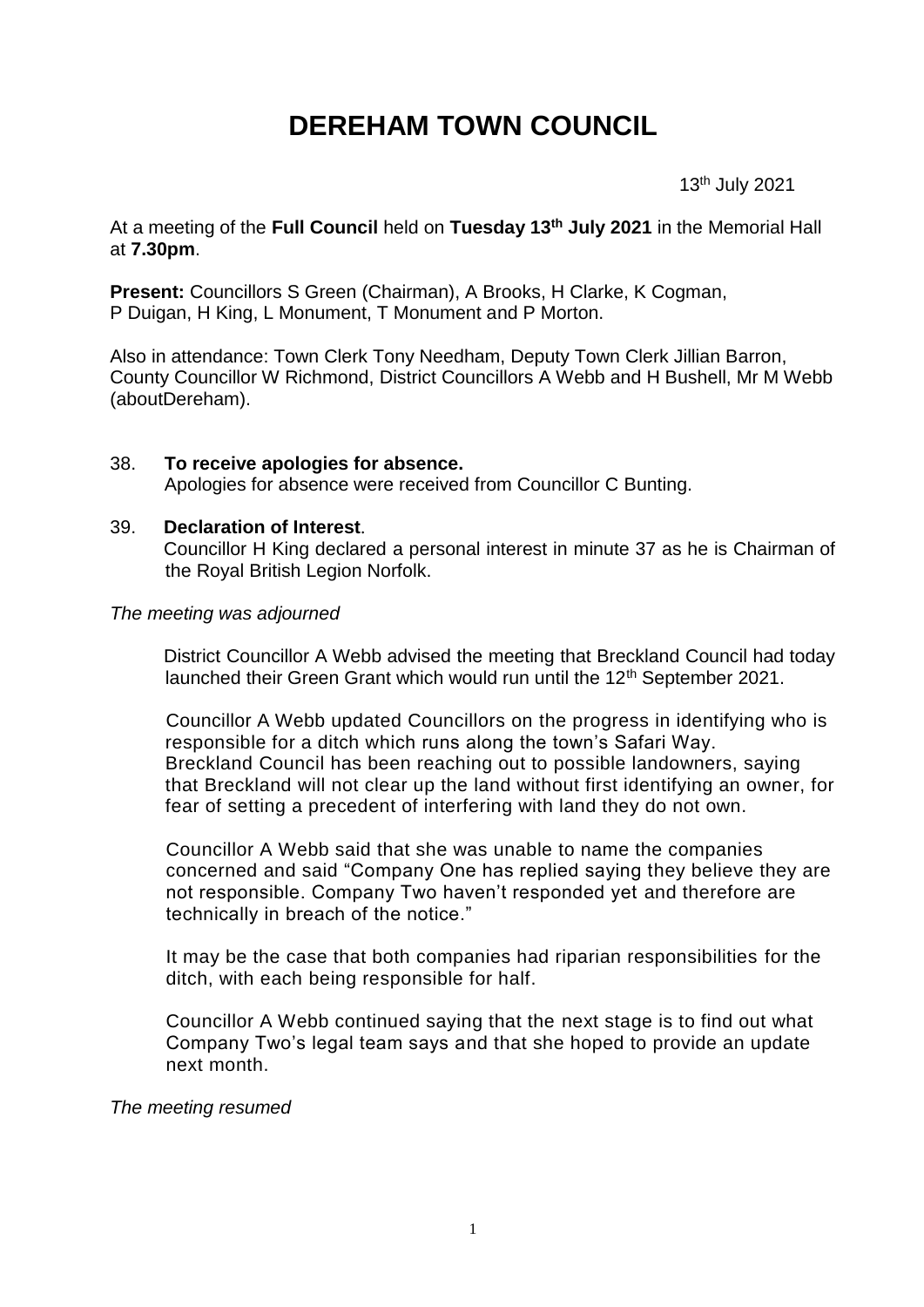# DEREHAM TOWN COUNCIL

13th July 2021

At a meeting of the **Full Council** held on **Tuesday 13th July 2021** in the Memorial Hall at **7.30pm**.

**Present:** Councillors S Green (Chairman), A Brooks, H Clarke, K Cogman, P Duigan, H King, L Monument, T Monument and P Morton.

Also in attendance: Town Clerk Tony Needham, Deputy Town Clerk Jillian Barron, County Councillor W Richmond, District Councillors A Webb and H Bushell, Mr M Webb (aboutDereham).

38. **To receive apologies for absence.**
    Apologies for absence were received from Councillor C Bunting.

39. **Declaration of Interest**.
    Councillor H King declared a personal interest in minute 37 as he is Chairman of the Royal British Legion Norfolk.

*The meeting was adjourned*

District Councillor A Webb advised the meeting that Breckland Council had today launched their Green Grant which would run until the 12th September 2021.

Councillor A Webb updated Councillors on the progress in identifying who is responsible for a ditch which runs along the town's Safari Way. Breckland Council has been reaching out to possible landowners, saying that Breckland will not clear up the land without first identifying an owner, for fear of setting a precedent of interfering with land they do not own.

Councillor A Webb said that she was unable to name the companies concerned and said "Company One has replied saying they believe they are not responsible. Company Two haven't responded yet and therefore are technically in breach of the notice."

It may be the case that both companies had riparian responsibilities for the ditch, with each being responsible for half.

Councillor A Webb continued saying that the next stage is to find out what Company Two's legal team says and that she hoped to provide an update next month.

*The meeting resumed*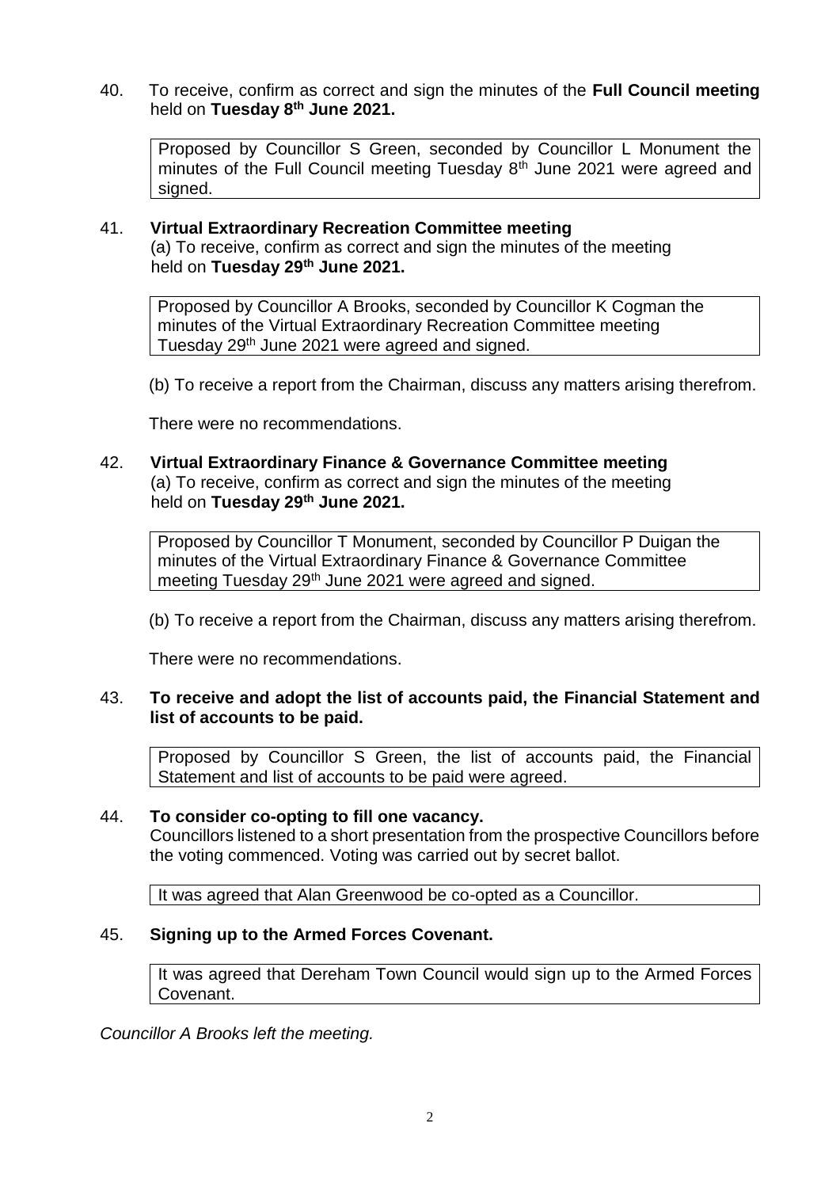40. To receive, confirm as correct and sign the minutes of the **Full Council meeting** held on **Tuesday 8th June 2021.**

> Proposed by Councillor S Green, seconded by Councillor L Monument the minutes of the Full Council meeting Tuesday 8th June 2021 were agreed and signed.

41. **Virtual Extraordinary Recreation Committee meeting**
(a) To receive, confirm as correct and sign the minutes of the meeting held on **Tuesday 29th June 2021.**

> Proposed by Councillor A Brooks, seconded by Councillor K Cogman the minutes of the Virtual Extraordinary Recreation Committee meeting Tuesday 29th June 2021 were agreed and signed.

(b) To receive a report from the Chairman, discuss any matters arising therefrom.

There were no recommendations.

42. **Virtual Extraordinary Finance & Governance Committee meeting**
(a) To receive, confirm as correct and sign the minutes of the meeting held on **Tuesday 29th June 2021.**

> Proposed by Councillor T Monument, seconded by Councillor P Duigan the minutes of the Virtual Extraordinary Finance & Governance Committee meeting Tuesday 29th June 2021 were agreed and signed.

(b) To receive a report from the Chairman, discuss any matters arising therefrom.

There were no recommendations.

43. **To receive and adopt the list of accounts paid, the Financial Statement and list of accounts to be paid.**

> Proposed by Councillor S Green, the list of accounts paid, the Financial Statement and list of accounts to be paid were agreed.

44. **To consider co-opting to fill one vacancy.**
Councillors listened to a short presentation from the prospective Councillors before the voting commenced. Voting was carried out by secret ballot.

> It was agreed that Alan Greenwood be co-opted as a Councillor.

45. **Signing up to the Armed Forces Covenant.**

> It was agreed that Dereham Town Council would sign up to the Armed Forces Covenant.

*Councillor A Brooks left the meeting.*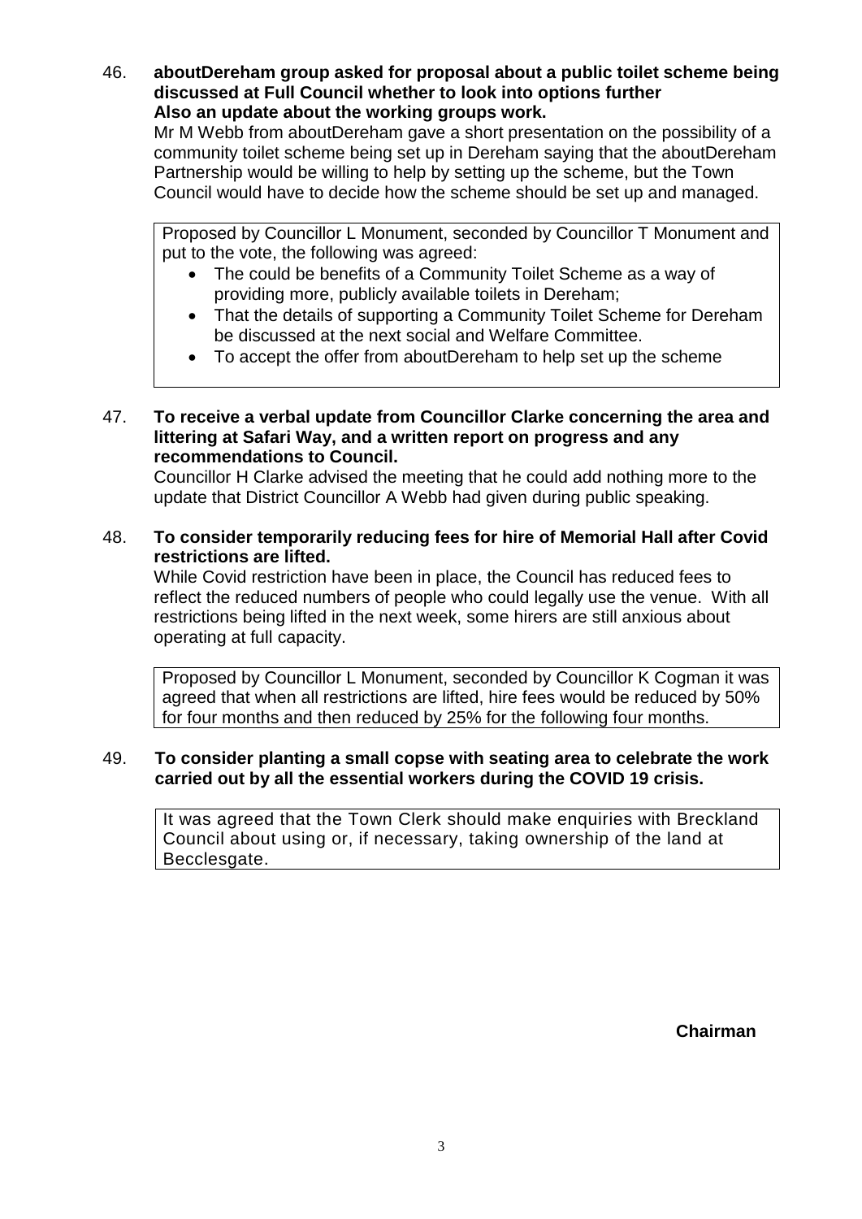46. **aboutDereham group asked for proposal about a public toilet scheme being discussed at Full Council whether to look into options further Also an update about the working groups work.**

Mr M Webb from aboutDereham gave a short presentation on the possibility of a community toilet scheme being set up in Dereham saying that the aboutDereham Partnership would be willing to help by setting up the scheme, but the Town Council would have to decide how the scheme should be set up and managed.

Proposed by Councillor L Monument, seconded by Councillor T Monument and put to the vote, the following was agreed:

- The could be benefits of a Community Toilet Scheme as a way of providing more, publicly available toilets in Dereham;
- That the details of supporting a Community Toilet Scheme for Dereham be discussed at the next social and Welfare Committee.
- To accept the offer from aboutDereham to help set up the scheme

47. **To receive a verbal update from Councillor Clarke concerning the area and littering at Safari Way, and a written report on progress and any recommendations to Council.**

Councillor H Clarke advised the meeting that he could add nothing more to the update that District Councillor A Webb had given during public speaking.

48. **To consider temporarily reducing fees for hire of Memorial Hall after Covid restrictions are lifted.**

While Covid restriction have been in place, the Council has reduced fees to reflect the reduced numbers of people who could legally use the venue. With all restrictions being lifted in the next week, some hirers are still anxious about operating at full capacity.

Proposed by Councillor L Monument, seconded by Councillor K Cogman it was agreed that when all restrictions are lifted, hire fees would be reduced by 50% for four months and then reduced by 25% for the following four months.

49. **To consider planting a small copse with seating area to celebrate the work carried out by all the essential workers during the COVID 19 crisis.**

It was agreed that the Town Clerk should make enquiries with Breckland Council about using or, if necessary, taking ownership of the land at Becclesgate.

**Chairman**